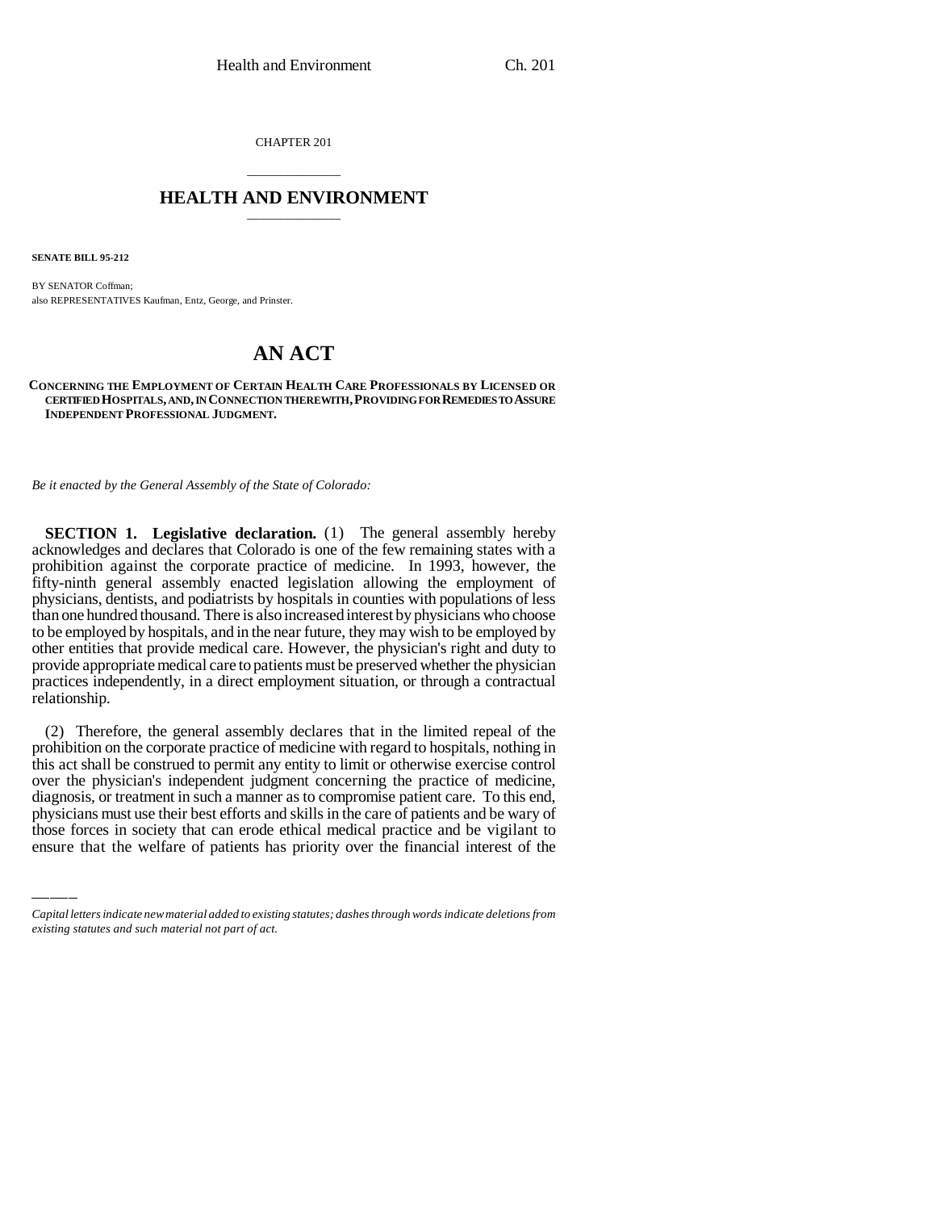CHAPTER 201

# HEALTH AND ENVIRONMENT

**SENATE BILL 95-212**

BY SENATOR Coffman;
also REPRESENTATIVES Kaufman, Entz, George, and Prinster.

# AN ACT

**CONCERNING THE EMPLOYMENT OF CERTAIN HEALTH CARE PROFESSIONALS BY LICENSED OR CERTIFIED HOSPITALS, AND, IN CONNECTION THEREWITH, PROVIDING FOR REMEDIES TO ASSURE INDEPENDENT PROFESSIONAL JUDGMENT.**

*Be it enacted by the General Assembly of the State of Colorado:*

**SECTION 1. Legislative declaration.** (1) The general assembly hereby acknowledges and declares that Colorado is one of the few remaining states with a prohibition against the corporate practice of medicine. In 1993, however, the fifty-ninth general assembly enacted legislation allowing the employment of physicians, dentists, and podiatrists by hospitals in counties with populations of less than one hundred thousand. There is also increased interest by physicians who choose to be employed by hospitals, and in the near future, they may wish to be employed by other entities that provide medical care. However, the physician's right and duty to provide appropriate medical care to patients must be preserved whether the physician practices independently, in a direct employment situation, or through a contractual relationship.

(2) Therefore, the general assembly declares that in the limited repeal of the prohibition on the corporate practice of medicine with regard to hospitals, nothing in this act shall be construed to permit any entity to limit or otherwise exercise control over the physician's independent judgment concerning the practice of medicine, diagnosis, or treatment in such a manner as to compromise patient care. To this end, physicians must use their best efforts and skills in the care of patients and be wary of those forces in society that can erode ethical medical practice and be vigilant to ensure that the welfare of patients has priority over the financial interest of the

*Capital letters indicate new material added to existing statutes; dashes through words indicate deletions from existing statutes and such material not part of act.*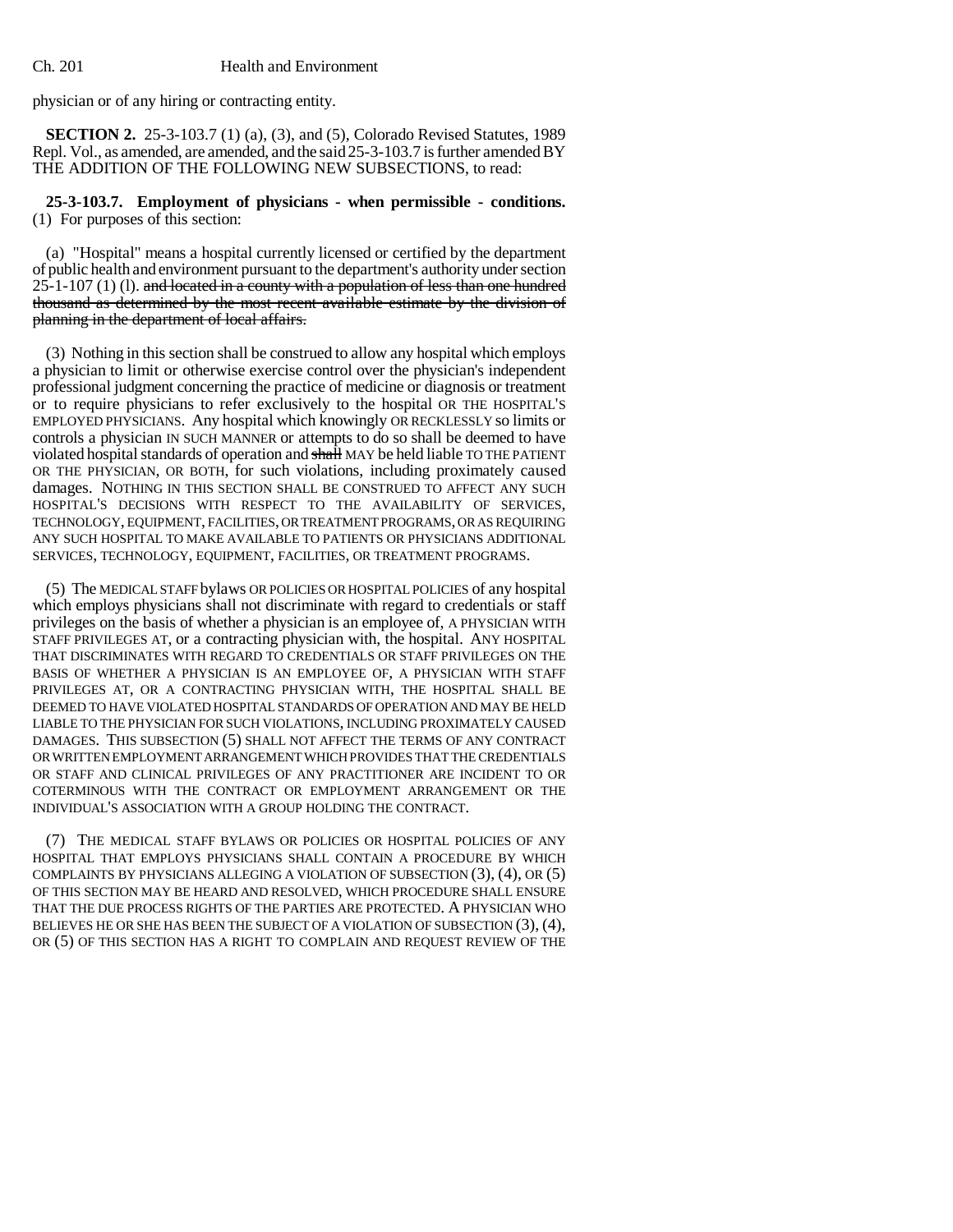physician or of any hiring or contracting entity.

**SECTION 2.** 25-3-103.7 (1) (a), (3), and (5), Colorado Revised Statutes, 1989 Repl. Vol., as amended, are amended, and the said 25-3-103.7 is further amended BY THE ADDITION OF THE FOLLOWING NEW SUBSECTIONS, to read:

**25-3-103.7. Employment of physicians - when permissible - conditions.** (1) For purposes of this section:

(a) "Hospital" means a hospital currently licensed or certified by the department of public health and environment pursuant to the department's authority under section 25-1-107 (1) (l). ~~and located in a county with a population of less than one hundred thousand as determined by the most recent available estimate by the division of planning in the department of local affairs.~~

(3) Nothing in this section shall be construed to allow any hospital which employs a physician to limit or otherwise exercise control over the physician's independent professional judgment concerning the practice of medicine or diagnosis or treatment or to require physicians to refer exclusively to the hospital OR THE HOSPITAL'S EMPLOYED PHYSICIANS. Any hospital which knowingly OR RECKLESSLY so limits or controls a physician IN SUCH MANNER or attempts to do so shall be deemed to have violated hospital standards of operation and ~~shall~~ MAY be held liable TO THE PATIENT OR THE PHYSICIAN, OR BOTH, for such violations, including proximately caused damages. NOTHING IN THIS SECTION SHALL BE CONSTRUED TO AFFECT ANY SUCH HOSPITAL'S DECISIONS WITH RESPECT TO THE AVAILABILITY OF SERVICES, TECHNOLOGY, EQUIPMENT, FACILITIES, OR TREATMENT PROGRAMS, OR AS REQUIRING ANY SUCH HOSPITAL TO MAKE AVAILABLE TO PATIENTS OR PHYSICIANS ADDITIONAL SERVICES, TECHNOLOGY, EQUIPMENT, FACILITIES, OR TREATMENT PROGRAMS.

(5) The MEDICAL STAFF bylaws OR POLICIES OR HOSPITAL POLICIES of any hospital which employs physicians shall not discriminate with regard to credentials or staff privileges on the basis of whether a physician is an employee of, A PHYSICIAN WITH STAFF PRIVILEGES AT, or a contracting physician with, the hospital. ANY HOSPITAL THAT DISCRIMINATES WITH REGARD TO CREDENTIALS OR STAFF PRIVILEGES ON THE BASIS OF WHETHER A PHYSICIAN IS AN EMPLOYEE OF, A PHYSICIAN WITH STAFF PRIVILEGES AT, OR A CONTRACTING PHYSICIAN WITH, THE HOSPITAL SHALL BE DEEMED TO HAVE VIOLATED HOSPITAL STANDARDS OF OPERATION AND MAY BE HELD LIABLE TO THE PHYSICIAN FOR SUCH VIOLATIONS, INCLUDING PROXIMATELY CAUSED DAMAGES. THIS SUBSECTION (5) SHALL NOT AFFECT THE TERMS OF ANY CONTRACT OR WRITTEN EMPLOYMENT ARRANGEMENT WHICH PROVIDES THAT THE CREDENTIALS OR STAFF AND CLINICAL PRIVILEGES OF ANY PRACTITIONER ARE INCIDENT TO OR COTERMINOUS WITH THE CONTRACT OR EMPLOYMENT ARRANGEMENT OR THE INDIVIDUAL'S ASSOCIATION WITH A GROUP HOLDING THE CONTRACT.

(7) THE MEDICAL STAFF BYLAWS OR POLICIES OR HOSPITAL POLICIES OF ANY HOSPITAL THAT EMPLOYS PHYSICIANS SHALL CONTAIN A PROCEDURE BY WHICH COMPLAINTS BY PHYSICIANS ALLEGING A VIOLATION OF SUBSECTION (3), (4), OR (5) OF THIS SECTION MAY BE HEARD AND RESOLVED, WHICH PROCEDURE SHALL ENSURE THAT THE DUE PROCESS RIGHTS OF THE PARTIES ARE PROTECTED. A PHYSICIAN WHO BELIEVES HE OR SHE HAS BEEN THE SUBJECT OF A VIOLATION OF SUBSECTION (3), (4), OR (5) OF THIS SECTION HAS A RIGHT TO COMPLAIN AND REQUEST REVIEW OF THE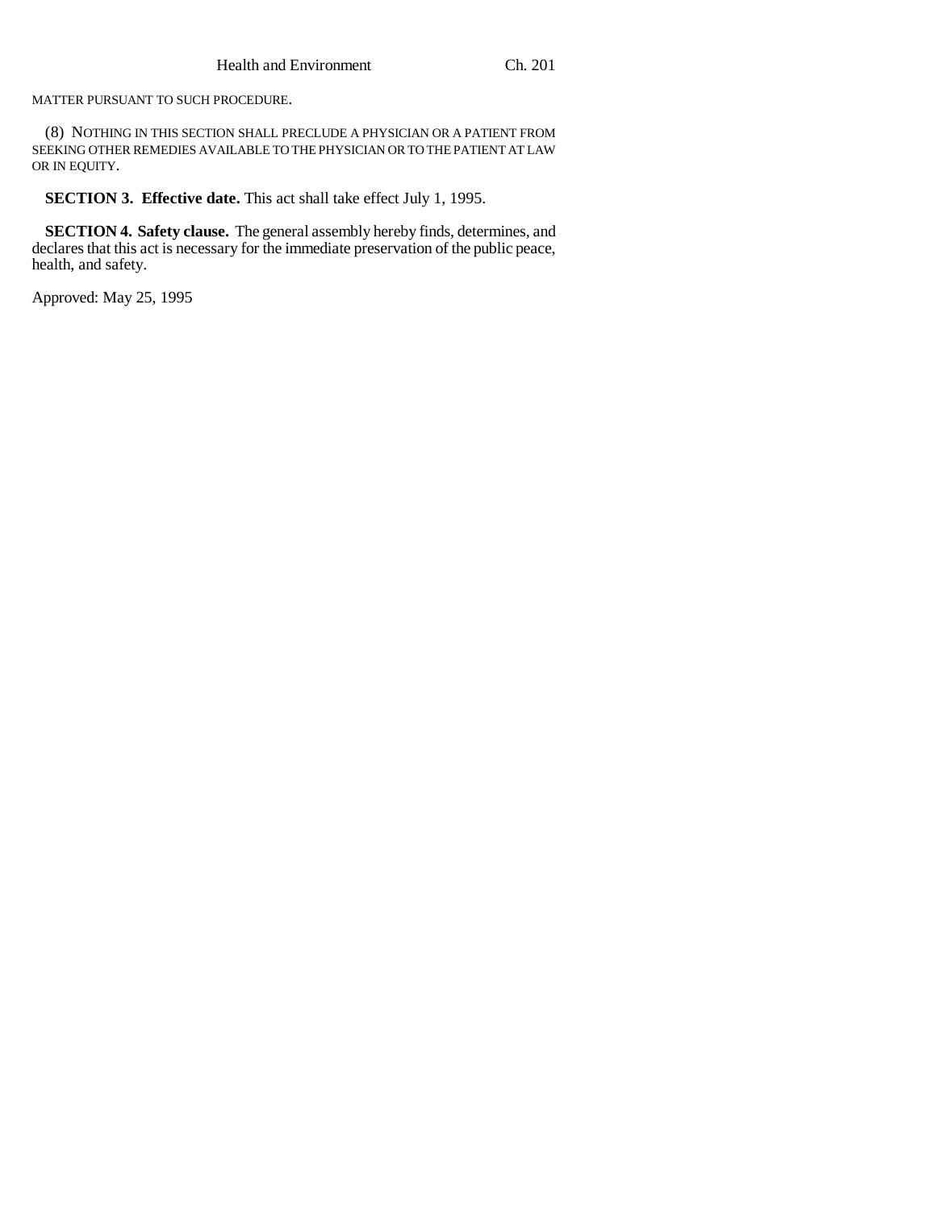MATTER PURSUANT TO SUCH PROCEDURE.

(8) NOTHING IN THIS SECTION SHALL PRECLUDE A PHYSICIAN OR A PATIENT FROM SEEKING OTHER REMEDIES AVAILABLE TO THE PHYSICIAN OR TO THE PATIENT AT LAW OR IN EQUITY.

**SECTION 3. Effective date.** This act shall take effect July 1, 1995.

**SECTION 4. Safety clause.** The general assembly hereby finds, determines, and declares that this act is necessary for the immediate preservation of the public peace, health, and safety.

Approved: May 25, 1995